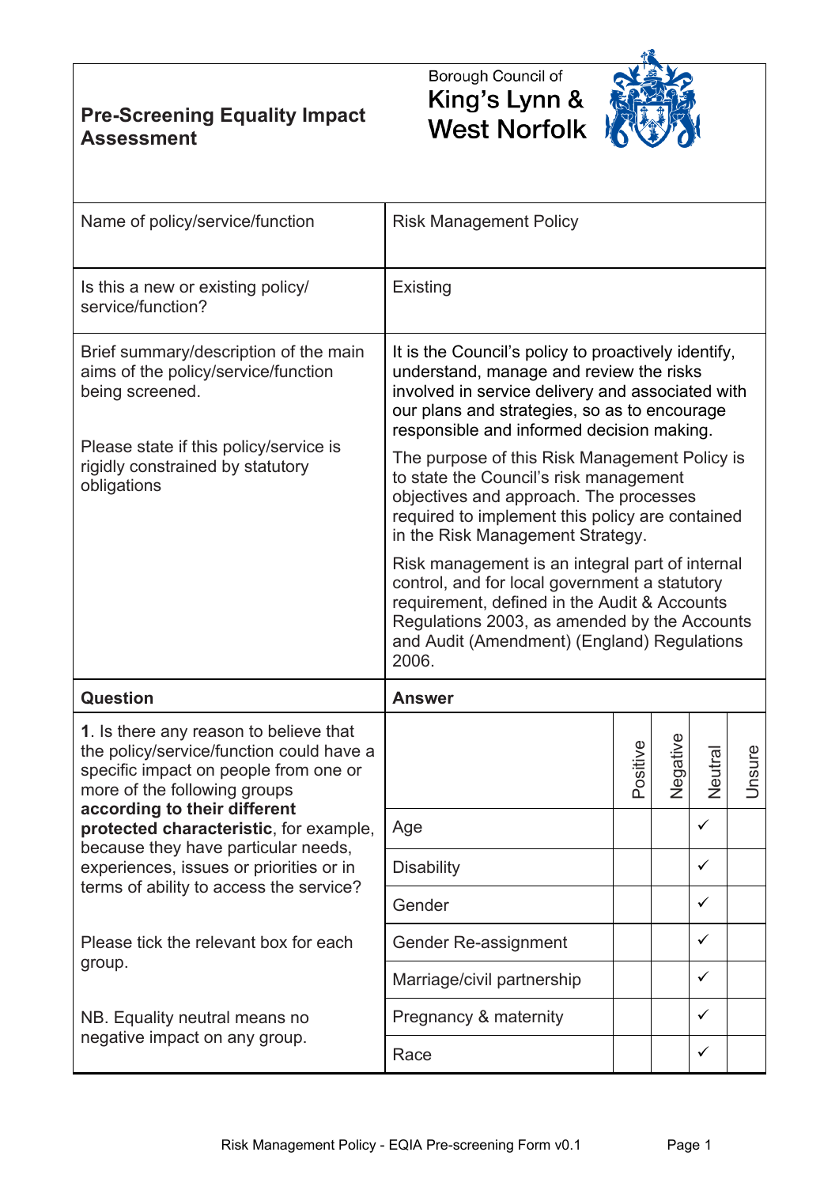# Pre-Screening Equality Impact Assessment

Borough Council of King's Lynn & West Norfolk

| | |
|---|---|
| Name of policy/service/function | Risk Management Policy |
| Is this a new or existing policy/ service/function? | Existing |
| Brief summary/description of the main aims of the policy/service/function being screened.<br><br>Please state if this policy/service is rigidly constrained by statutory obligations | It is the Council's policy to proactively identify, understand, manage and review the risks involved in service delivery and associated with our plans and strategies, so as to encourage responsible and informed decision making.<br><br>The purpose of this Risk Management Policy is to state the Council's risk management objectives and approach. The processes required to implement this policy are contained in the Risk Management Strategy.<br><br>Risk management is an integral part of internal control, and for local government a statutory requirement, defined in the Audit & Accounts Regulations 2003, as amended by the Accounts and Audit (Amendment) (England) Regulations 2006. |

| **Question** | **Answer** | | | | |
|---|---|---|---|---|---|
| **1**. Is there any reason to believe that the policy/service/function could have a specific impact on people from one or more of the following groups **according to their different protected characteristic**, for example, because they have particular needs, experiences, issues or priorities or in terms of ability to access the service?<br><br>Please tick the relevant box for each group.<br><br>NB. Equality neutral means no negative impact on any group. | | Positive | Negative | Neutral | Unsure |
| | Age | | | ✓ | |
| | Disability | | | ✓ | |
| | Gender | | | ✓ | |
| | Gender Re-assignment | | | ✓ | |
| | Marriage/civil partnership | | | ✓ | |
| | Pregnancy & maternity | | | ✓ | |
| | Race | | | ✓ | |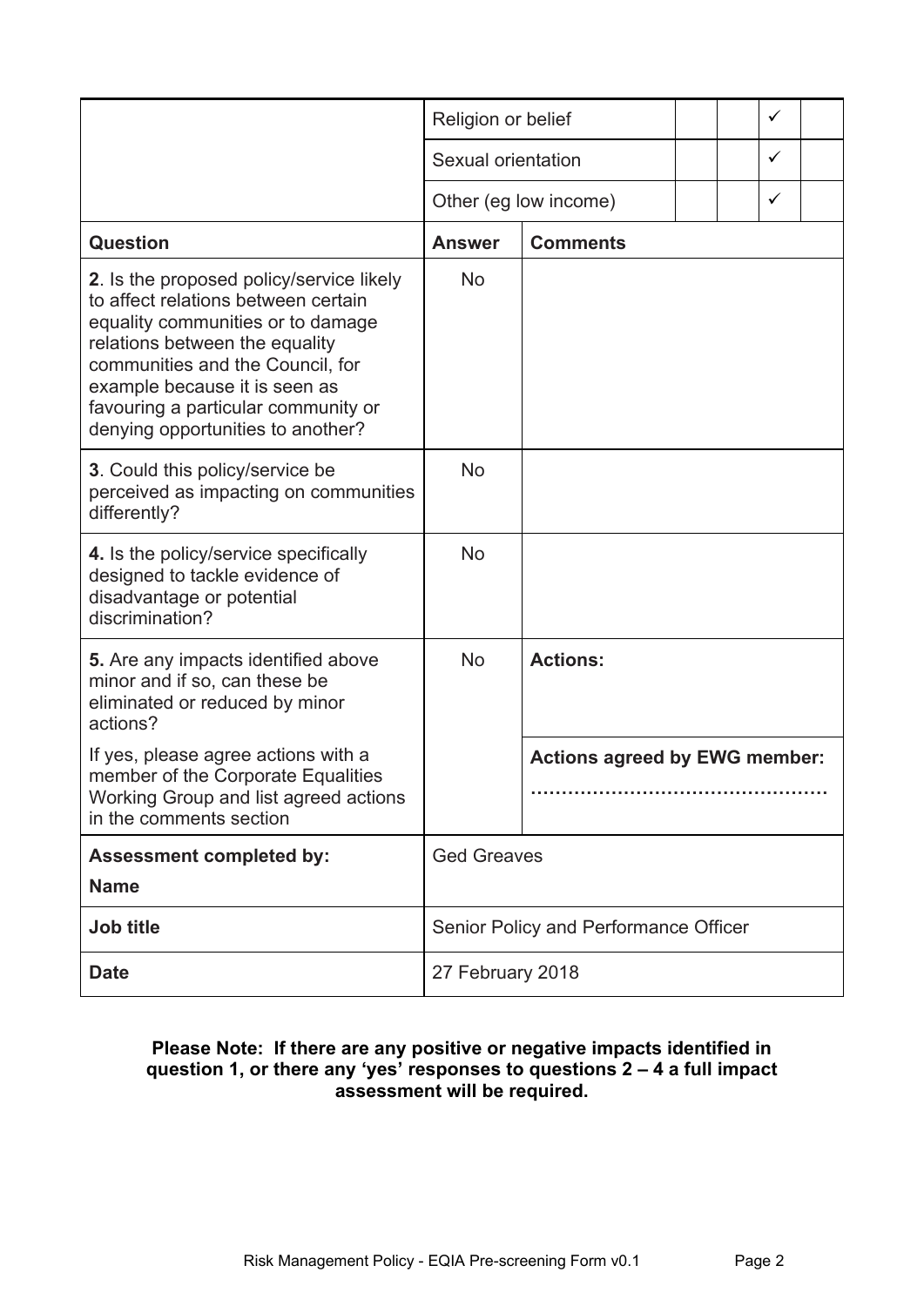| | | | | | |
|---|---|---|---|---|---|
| | Religion or belief | | | ✓ | |
| | Sexual orientation | | | ✓ | |
| | Other (eg low income) | | | ✓ | |

| **Question** | **Answer** | **Comments** |
|---|---|---|
| **2**. Is the proposed policy/service likely to affect relations between certain equality communities or to damage relations between the equality communities and the Council, for example because it is seen as favouring a particular community or denying opportunities to another? | No | |
| **3**. Could this policy/service be perceived as impacting on communities differently? | No | |
| **4.** Is the policy/service specifically designed to tackle evidence of disadvantage or potential discrimination? | No | |
| **5.** Are any impacts identified above minor and if so, can these be eliminated or reduced by minor actions? | No | **Actions:** |
| If yes, please agree actions with a member of the Corporate Equalities Working Group and list agreed actions in the comments section | | **Actions agreed by EWG member:** ………………………………………… |
| **Assessment completed by:** **Name** | Ged Greaves | |
| **Job title** | Senior Policy and Performance Officer | |
| **Date** | 27 February 2018 | |

**Please Note: If there are any positive or negative impacts identified in question 1, or there any 'yes' responses to questions 2 – 4 a full impact assessment will be required.**